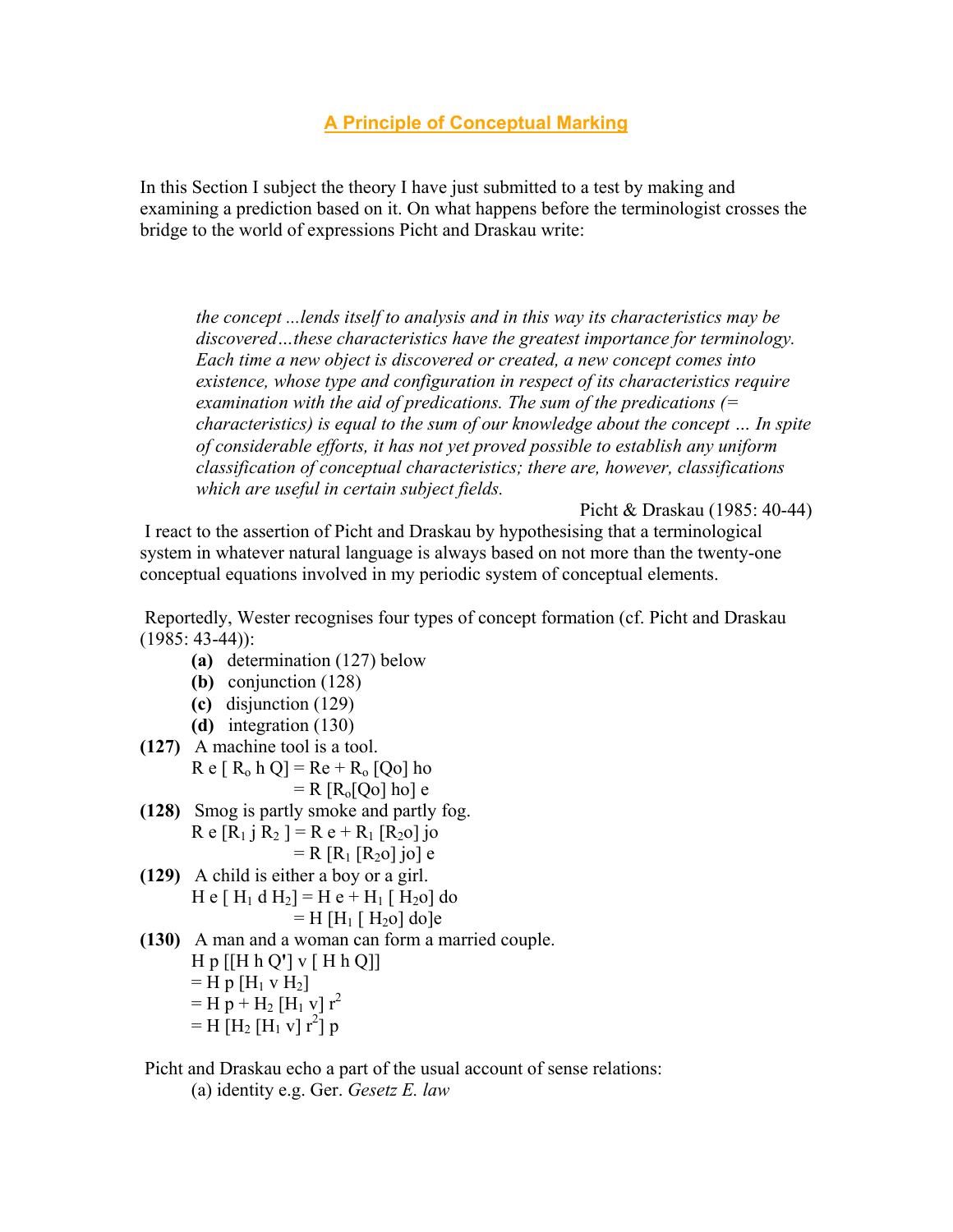# A Principle of Conceptual Marking

In this Section I subject the theory I have just submitted to a test by making and examining a prediction based on it. On what happens before the terminologist crosses the bridge to the world of expressions Picht and Draskau write:

> *the concept ...lends itself to analysis and in this way its characteristics may be discovered…these characteristics have the greatest importance for terminology. Each time a new object is discovered or created, a new concept comes into existence, whose type and configuration in respect of its characteristics require examination with the aid of predications. The sum of the predications (= characteristics) is equal to the sum of our knowledge about the concept … In spite of considerable efforts, it has not yet proved possible to establish any uniform classification of conceptual characteristics; there are, however, classifications which are useful in certain subject fields.*
>
> Picht & Draskau (1985: 40-44)

I react to the assertion of Picht and Draskau by hypothesising that a terminological system in whatever natural language is always based on not more than the twenty-one conceptual equations involved in my periodic system of conceptual elements.

Reportedly, Wester recognises four types of concept formation (cf. Picht and Draskau (1985: 43-44)):

- **(a)** determination (127) below
- **(b)** conjunction (128)
- **(c)** disjunction (129)
- **(d)** integration (130)

**(127)** A machine tool is a tool.

$R\ e\ [\ R_o\ h\ Q] = Re + R_o\ [Qo]\ ho$
$= R\ [R_o[Qo]\ ho]\ e$

**(128)** Smog is partly smoke and partly fog.

$R\ e\ [R_1\ j\ R_2\ ] = R\ e + R_1\ [R_2o]\ jo$
$= R\ [R_1\ [R_2o]\ jo]\ e$

**(129)** A child is either a boy or a girl.

$H\ e\ [\ H_1\ d\ H_2] = H\ e + H_1\ [\ H_2o]\ do$
$= H\ [H_1\ [\ H_2o]\ do]e$

**(130)** A man and a woman can form a married couple.

$H\ p\ [[H\ h\ Q']\ v\ [\ H\ h\ Q]]$
$= H\ p\ [H_1\ v\ H_2]$
$= H\ p + H_2\ [H_1\ v]\ r^2$
$= H\ [H_2\ [H_1\ v]\ r^2]\ p$

Picht and Draskau echo a part of the usual account of sense relations:

(a) identity e.g. Ger. *Gesetz E. law*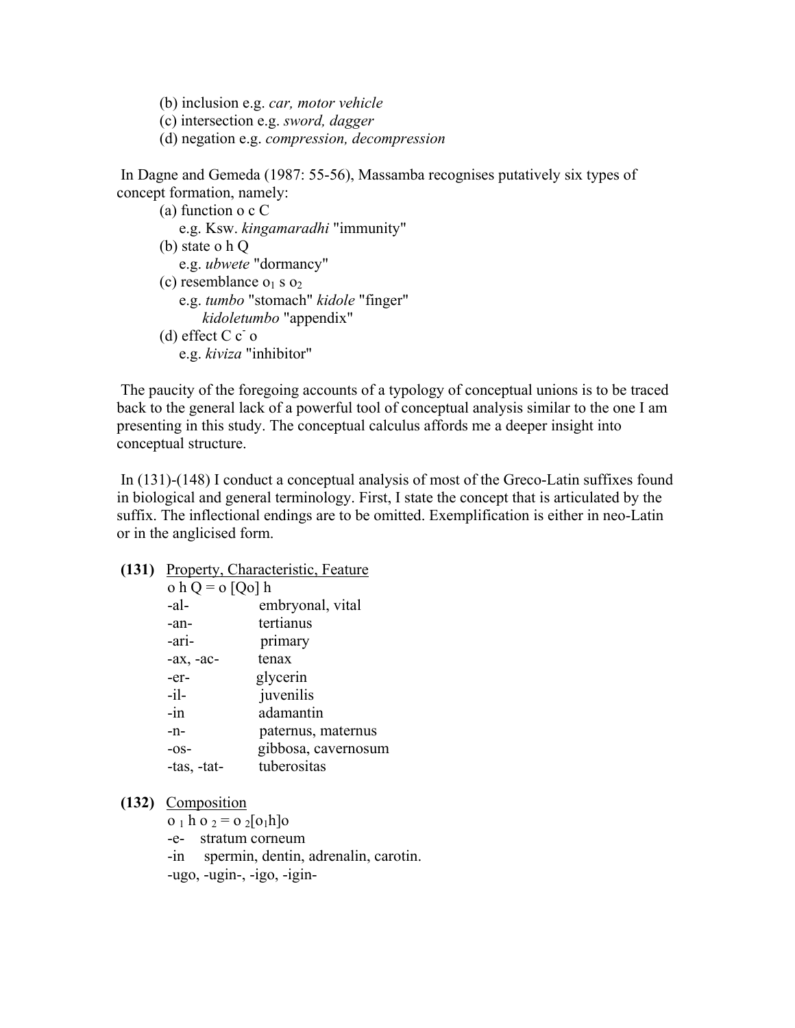(b) inclusion e.g. *car, motor vehicle*
(c) intersection e.g. *sword, dagger*
(d) negation e.g. *compression, decompression*

In Dagne and Gemeda (1987: 55-56), Massamba recognises putatively six types of concept formation, namely:

(a) function o c C
   e.g. Ksw. *kingamaradhi* "immunity"
(b) state o h Q
   e.g. *ubwete* "dormancy"
(c) resemblance $o_1$ s $o_2$
   e.g. *tumbo* "stomach" *kidole* "finger"
   *kidoletumbo* "appendix"
(d) effect C $c^-$ o
   e.g. *kiviza* "inhibitor"

The paucity of the foregoing accounts of a typology of conceptual unions is to be traced back to the general lack of a powerful tool of conceptual analysis similar to the one I am presenting in this study. The conceptual calculus affords me a deeper insight into conceptual structure.

In (131)-(148) I conduct a conceptual analysis of most of the Greco-Latin suffixes found in biological and general terminology. First, I state the concept that is articulated by the suffix. The inflectional endings are to be omitted. Exemplification is either in neo-Latin or in the anglicised form.

**(131)** Property, Characteristic, Feature

o h Q = o [Qo] h

| | |
|---|---|
| -al- | embryonal, vital |
| -an- | tertianus |
| -ari- | primary |
| -ax, -ac- | tenax |
| -er- | glycerin |
| -il- | juvenilis |
| -in | adamantin |
| -n- | paternus, maternus |
| -os- | gibbosa, cavernosum |
| -tas, -tat- | tuberositas |

**(132)** Composition

$o_1$ h $o_2$ = $o_2[o_1 h]o$

-e- stratum corneum
-in spermin, dentin, adrenalin, carotin.
-ugo, -ugin-, -igo, -igin-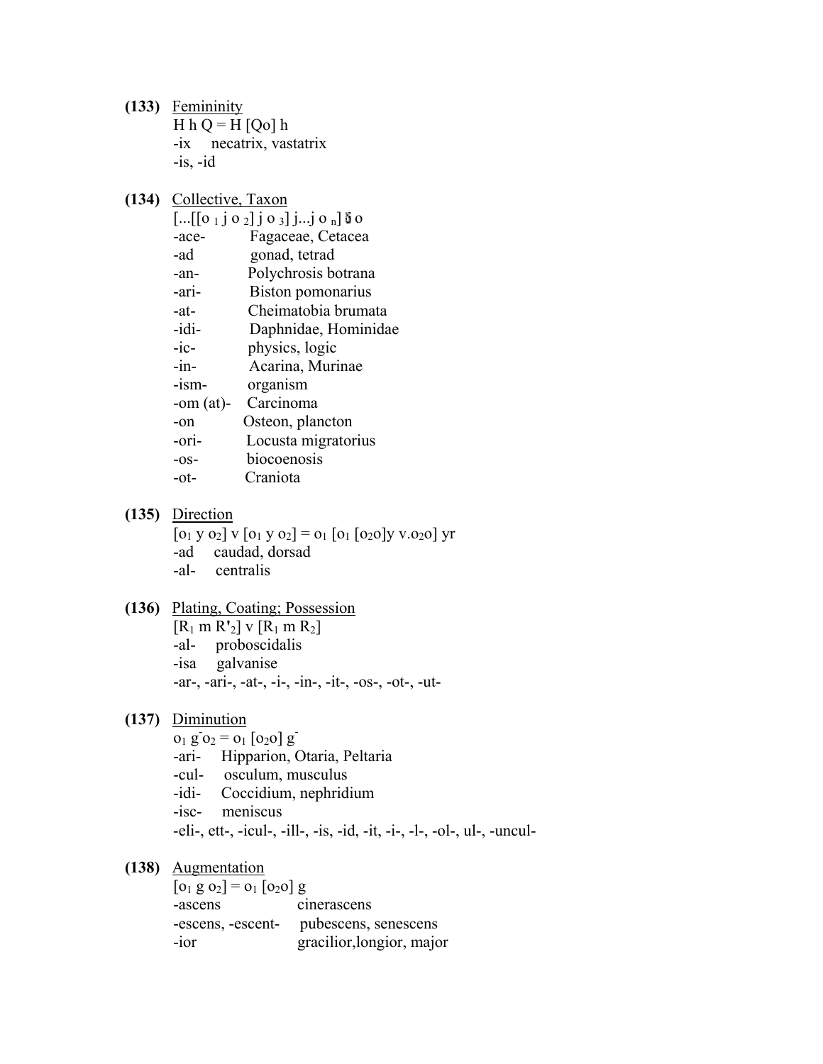**(133)** Femininity

$H\ h\ Q = H\ [Qo]\ h$

-ix necatrix, vastatrix

-is, -id

**(134)** Collective, Taxon

$[...[[o_1\ j\ o_2]\ j\ o_3]\ j...j\ o_n]$ ŏ o

| | |
|---|---|
| -ace- | Fagaceae, Cetacea |
| -ad | gonad, tetrad |
| -an- | Polychrosis botrana |
| -ari- | Biston pomonarius |
| -at- | Cheimatobia brumata |
| -idi- | Daphnidae, Hominidae |
| -ic- | physics, logic |
| -in- | Acarina, Murinae |
| -ism- | organism |
| -om (at)- | Carcinoma |
| -on | Osteon, plancton |
| -ori- | Locusta migratorius |
| -os- | biocoenosis |
| -ot- | Craniota |

**(135)** Direction

$[o_1\ y\ o_2]\ v\ [o_1\ y\ o_2] = o_1\ [o_1\ [o_2o]y\ v.o_2o]\ yr$

-ad caudad, dorsad

-al- centralis

**(136)** Plating, Coating; Possession

$[R_1\ m\ R'_2]\ v\ [R_1\ m\ R_2]$

-al- proboscidalis

-isa galvanise

-ar-, -ari-, -at-, -i-, -in-, -it-, -os-, -ot-, -ut-

**(137)** Diminution

$o_1\ g^{-}o_2 = o_1\ [o_2o]\ g^{-}$

-ari- Hipparion, Otaria, Peltaria

-cul- osculum, musculus

-idi- Coccidium, nephridium

-isc- meniscus

-eli-, ett-, -icul-, -ill-, -is, -id, -it, -i-, -l-, -ol-, ul-, -uncul-

**(138)** Augmentation

$[o_1\ g\ o_2] = o_1\ [o_2o]\ g$

| | |
|---|---|
| -ascens | cinerascens |
| -escens, -escent- | pubescens, senescens |
| -ior | gracilior,longior, major |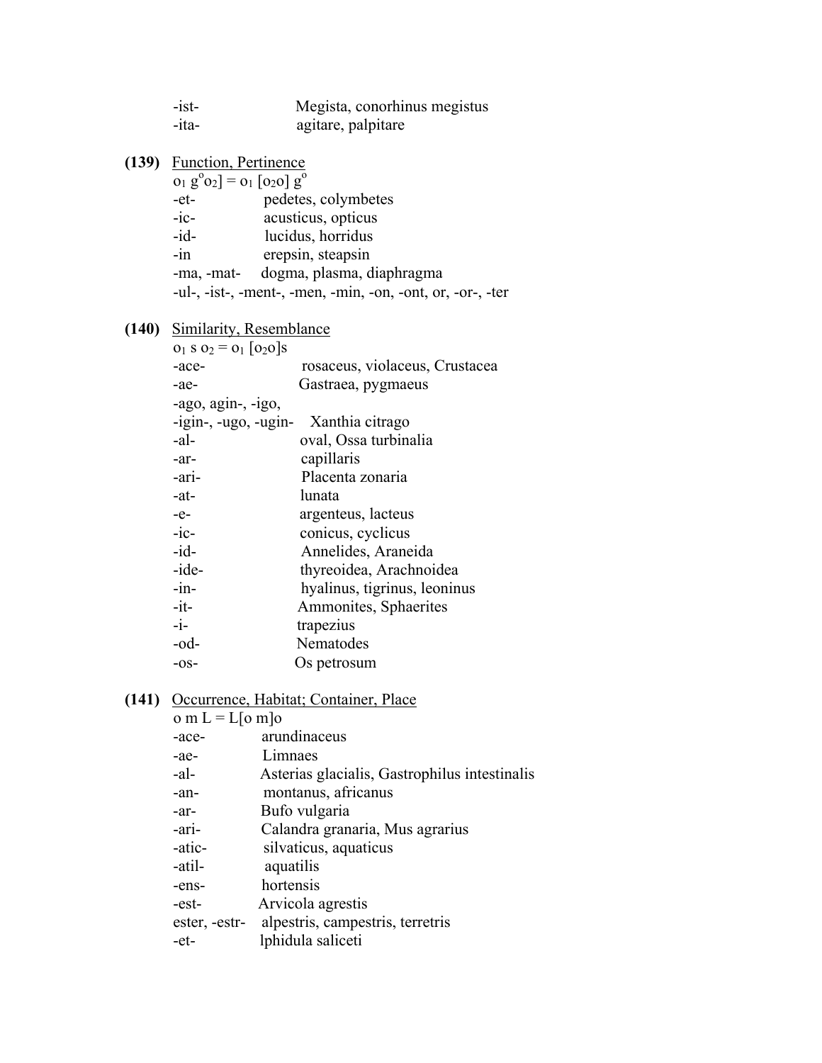-ist- Megista, conorhinus megistus
-ita- agitare, palpitare

**(139)** Function, Pertinence

$o_1\ g^o o_2] = o_1\ [o_2 o]\ g^o$

| | |
|---|---|
| -et- | pedetes, colymbetes |
| -ic- | acusticus, opticus |
| -id- | lucidus, horridus |
| -in | erepsin, steapsin |
| -ma, -mat- | dogma, plasma, diaphragma |

-ul-, -ist-, -ment-, -men, -min, -on, -ont, or, -or-, -ter

**(140)** Similarity, Resemblance

$o_1\ s\ o_2 = o_1\ [o_2 o]s$

| | |
|---|---|
| -ace- | rosaceus, violaceus, Crustacea |
| -ae- | Gastraea, pygmaeus |
| -ago, agin-, -igo, -igin-, -ugo, -ugin- | Xanthia citrago |
| -al- | oval, Ossa turbinalia |
| -ar- | capillaris |
| -ari- | Placenta zonaria |
| -at- | lunata |
| -e- | argenteus, lacteus |
| -ic- | conicus, cyclicus |
| -id- | Annelides, Araneida |
| -ide- | thyreoidea, Arachnoidea |
| -in- | hyalinus, tigrinus, leoninus |
| -it- | Ammonites, Sphaerites |
| -i- | trapezius |
| -od- | Nematodes |
| -os- | Os petrosum |

**(141)** Occurrence, Habitat; Container, Place

$o\ m\ L = L[o\ m]o$

| | |
|---|---|
| -ace- | arundinaceus |
| -ae- | Limnaes |
| -al- | Asterias glacialis, Gastrophilus intestinalis |
| -an- | montanus, africanus |
| -ar- | Bufo vulgaria |
| -ari- | Calandra granaria, Mus agrarius |
| -atic- | silvaticus, aquaticus |
| -atil- | aquatilis |
| -ens- | hortensis |
| -est- | Arvicola agrestis |
| ester, -estr- | alpestris, campestris, terretris |
| -et- | lphidula saliceti |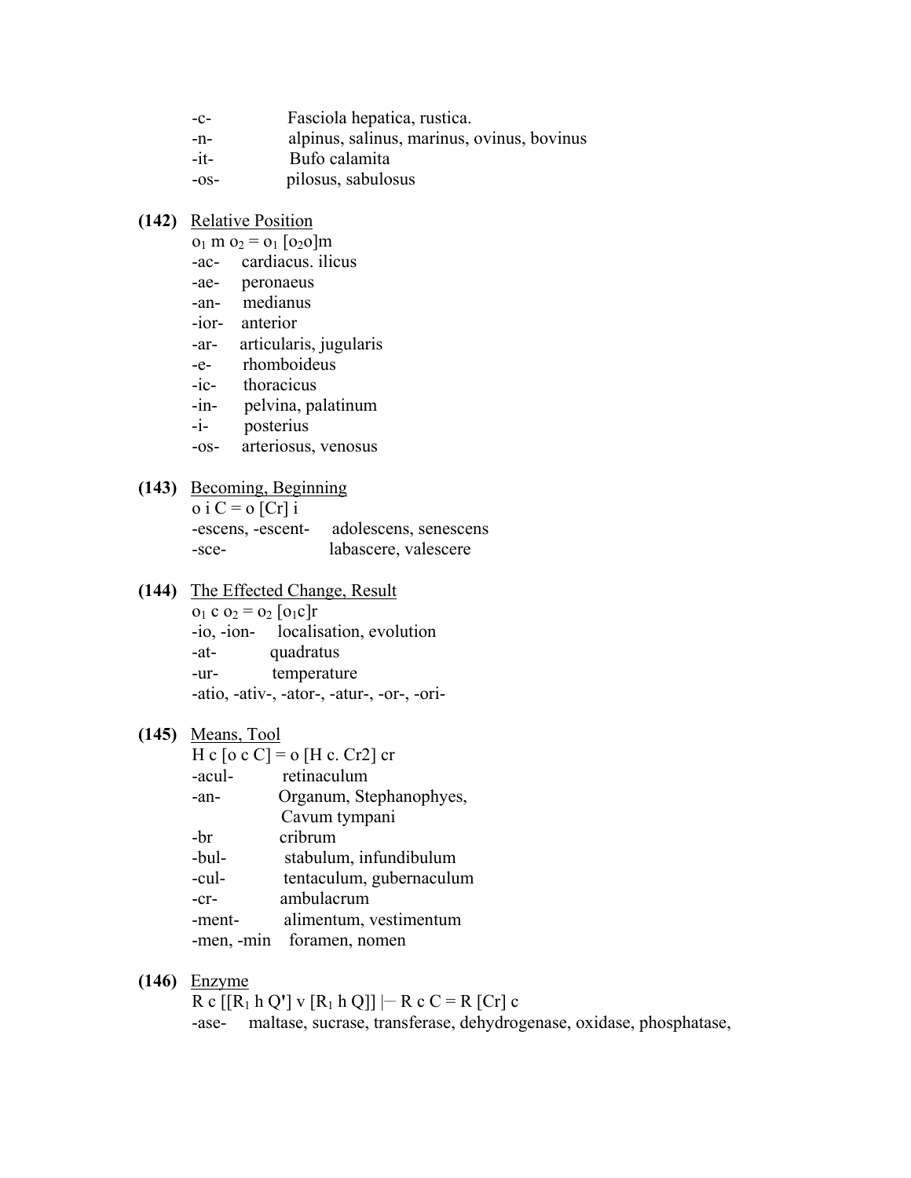-c- Fasciola hepatica, rustica.
-n- alpinus, salinus, marinus, ovinus, bovinus
-it- Bufo calamita
-os- pilosus, sabulosus

**(142)** Relative Position

$o_1$ m $o_2$ = $o_1$ [$o_2$o]m
-ac- cardiacus. ilicus
-ae- peronaeus
-an- medianus
-ior- anterior
-ar- articularis, jugularis
-e- rhomboideus
-ic- thoracicus
-in- pelvina, palatinum
-i- posterius
-os- arteriosus, venosus

**(143)** Becoming, Beginning

o i C = o [Cr] i
-escens, -escent- adolescens, senescens
-sce- labascere, valescere

**(144)** The Effected Change, Result

$o_1$ c $o_2$ = $o_2$ [$o_1$c]r
-io, -ion- localisation, evolution
-at- quadratus
-ur- temperature
-atio, -ativ-, -ator-, -atur-, -or-, -ori-

**(145)** Means, Tool

H c [o c C] = o [H c. Cr2] cr
-acul- retinaculum
-an- Organum, Stephanophyes, Cavum tympani
-br cribrum
-bul- stabulum, infundibulum
-cul- tentaculum, gubernaculum
-cr- ambulacrum
-ment- alimentum, vestimentum
-men, -min foramen, nomen

**(146)** Enzyme

R c [[$R_1$ h Q'] v [$R_1$ h Q]] |– R c C = R [Cr] c
-ase- maltase, sucrase, transferase, dehydrogenase, oxidase, phosphatase,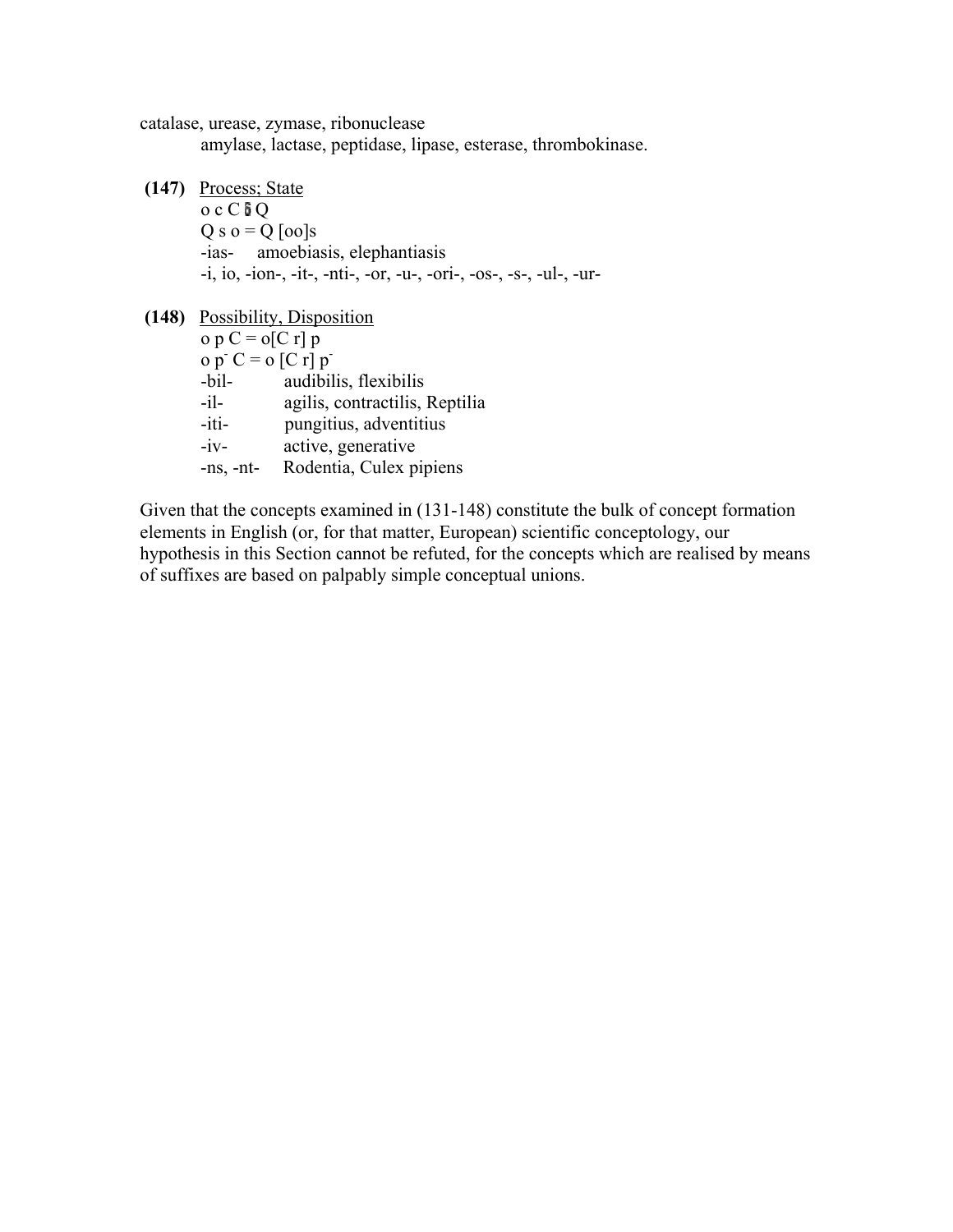catalase, urease, zymase, ribonuclease
amylase, lactase, peptidase, lipase, esterase, thrombokinase.

**(147)** Process; State

o c C ⇒ Q
Q s o = Q [oo]s
-ias- amoebiasis, elephantiasis
-i, io, -ion-, -it-, -nti-, -or, -u-, -ori-, -os-, -s-, -ul-, -ur-

**(148)** Possibility, Disposition

o p C = o[C r] p
o $p^-$ C = o [C r] $p^-$

| | |
|---|---|
| -bil- | audibilis, flexibilis |
| -il- | agilis, contractilis, Reptilia |
| -iti- | pungitius, adventitius |
| -iv- | active, generative |
| -ns, -nt- | Rodentia, Culex pipiens |

Given that the concepts examined in (131-148) constitute the bulk of concept formation elements in English (or, for that matter, European) scientific conceptology, our hypothesis in this Section cannot be refuted, for the concepts which are realised by means of suffixes are based on palpably simple conceptual unions.